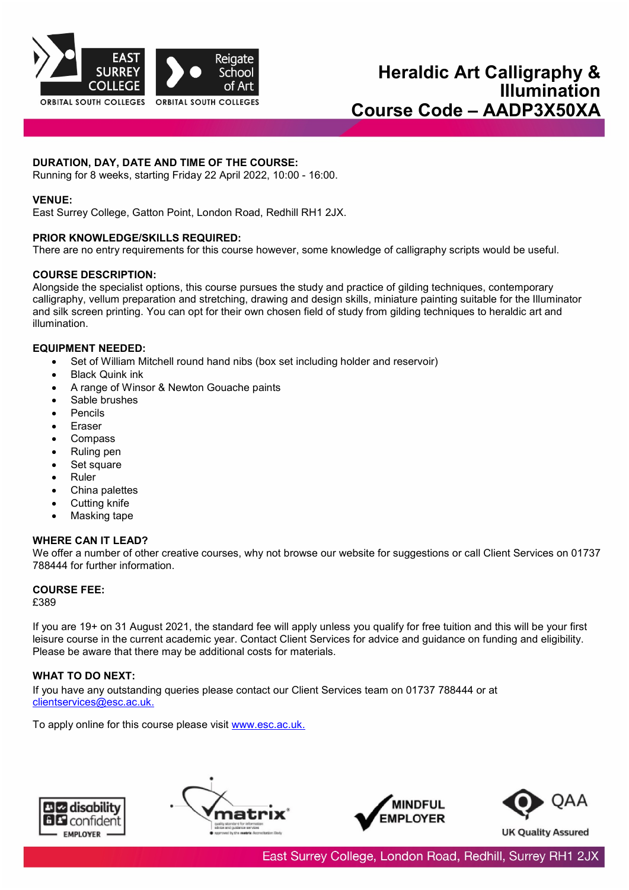# Heraldic Art Calligraphy & Illumination

# Course Code – AADP3X50XA

**DURATION, DAY, DATE AND TIME OF THE COURSE:**
Running for 8 weeks, starting Friday 22 April 2022, 10:00 - 16:00.

**VENUE:**
East Surrey College, Gatton Point, London Road, Redhill RH1 2JX.

**PRIOR KNOWLEDGE/SKILLS REQUIRED:**
There are no entry requirements for this course however, some knowledge of calligraphy scripts would be useful.

**COURSE DESCRIPTION:**
Alongside the specialist options, this course pursues the study and practice of gilding techniques, contemporary calligraphy, vellum preparation and stretching, drawing and design skills, miniature painting suitable for the Illuminator and silk screen printing. You can opt for their own chosen field of study from gilding techniques to heraldic art and illumination.

**EQUIPMENT NEEDED:**

- Set of William Mitchell round hand nibs (box set including holder and reservoir)
- Black Quink ink
- A range of Winsor & Newton Gouache paints
- Sable brushes
- Pencils
- Eraser
- Compass
- Ruling pen
- Set square
- Ruler
- China palettes
- Cutting knife
- Masking tape

**WHERE CAN IT LEAD?**
We offer a number of other creative courses, why not browse our website for suggestions or call Client Services on 01737 788444 for further information.

**COURSE FEE:**
£389

If you are 19+ on 31 August 2021, the standard fee will apply unless you qualify for free tuition and this will be your first leisure course in the current academic year. Contact Client Services for advice and guidance on funding and eligibility. Please be aware that there may be additional costs for materials.

**WHAT TO DO NEXT:**
If you have any outstanding queries please contact our Client Services team on 01737 788444 or at clientservices@esc.ac.uk.

To apply online for this course please visit www.esc.ac.uk.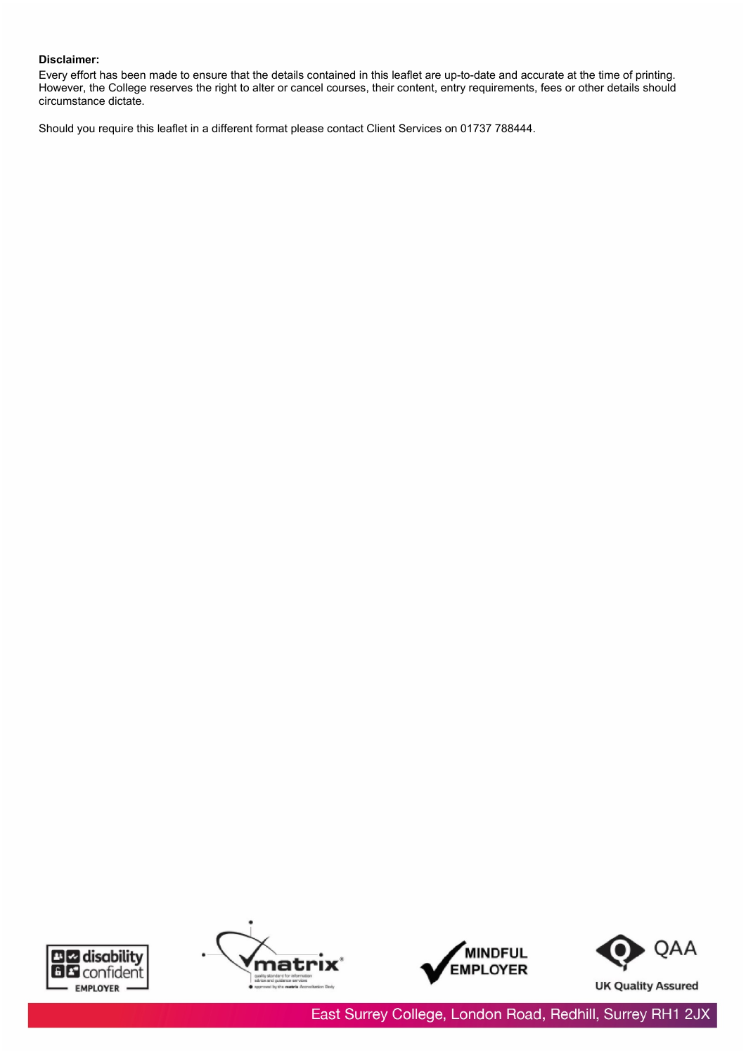**Disclaimer:**

Every effort has been made to ensure that the details contained in this leaflet are up-to-date and accurate at the time of printing. However, the College reserves the right to alter or cancel courses, their content, entry requirements, fees or other details should circumstance dictate.

Should you require this leaflet in a different format please contact Client Services on 01737 788444.

disability confident EMPLOYER

matrix

MINDFUL EMPLOYER

QAA UK Quality Assured

East Surrey College, London Road, Redhill, Surrey RH1 2JX